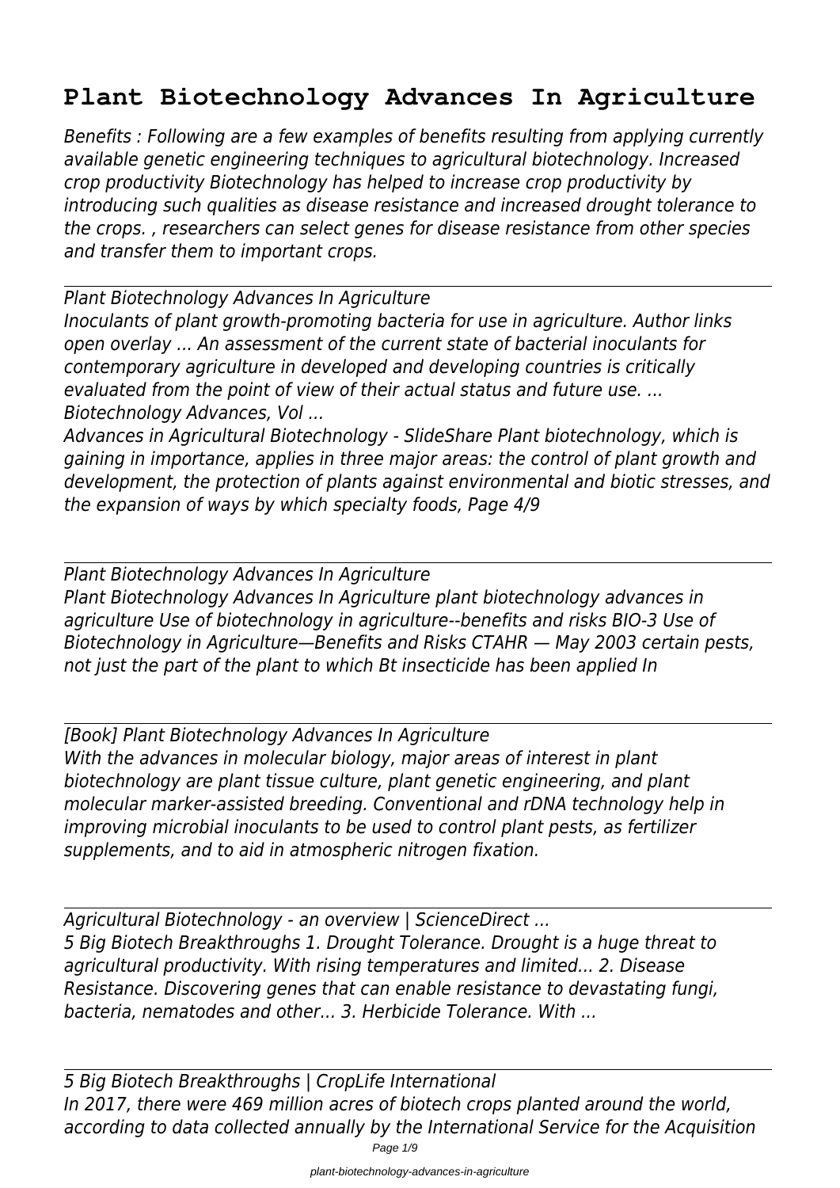# Plant Biotechnology Advances In Agriculture

*Benefits : Following are a few examples of benefits resulting from applying currently available genetic engineering techniques to agricultural biotechnology. Increased crop productivity Biotechnology has helped to increase crop productivity by introducing such qualities as disease resistance and increased drought tolerance to the crops. , researchers can select genes for disease resistance from other species and transfer them to important crops.*

---

*Plant Biotechnology Advances In Agriculture*

*Inoculants of plant growth-promoting bacteria for use in agriculture. Author links open overlay ... An assessment of the current state of bacterial inoculants for contemporary agriculture in developed and developing countries is critically evaluated from the point of view of their actual status and future use. ... Biotechnology Advances, Vol ...*

*Advances in Agricultural Biotechnology - SlideShare Plant biotechnology, which is gaining in importance, applies in three major areas: the control of plant growth and development, the protection of plants against environmental and biotic stresses, and the expansion of ways by which specialty foods, Page 4/9*

---

*Plant Biotechnology Advances In Agriculture*

*Plant Biotechnology Advances In Agriculture plant biotechnology advances in agriculture Use of biotechnology in agriculture--benefits and risks BIO-3 Use of Biotechnology in Agriculture—Benefits and Risks CTAHR — May 2003 certain pests, not just the part of the plant to which Bt insecticide has been applied In*

---

*[Book] Plant Biotechnology Advances In Agriculture*

*With the advances in molecular biology, major areas of interest in plant biotechnology are plant tissue culture, plant genetic engineering, and plant molecular marker-assisted breeding. Conventional and rDNA technology help in improving microbial inoculants to be used to control plant pests, as fertilizer supplements, and to aid in atmospheric nitrogen fixation.*

---

*Agricultural Biotechnology - an overview | ScienceDirect ...*

*5 Big Biotech Breakthroughs 1. Drought Tolerance. Drought is a huge threat to agricultural productivity. With rising temperatures and limited... 2. Disease Resistance. Discovering genes that can enable resistance to devastating fungi, bacteria, nematodes and other... 3. Herbicide Tolerance. With ...*

---

*5 Big Biotech Breakthroughs | CropLife International*

*In 2017, there were 469 million acres of biotech crops planted around the world, according to data collected annually by the International Service for the Acquisition*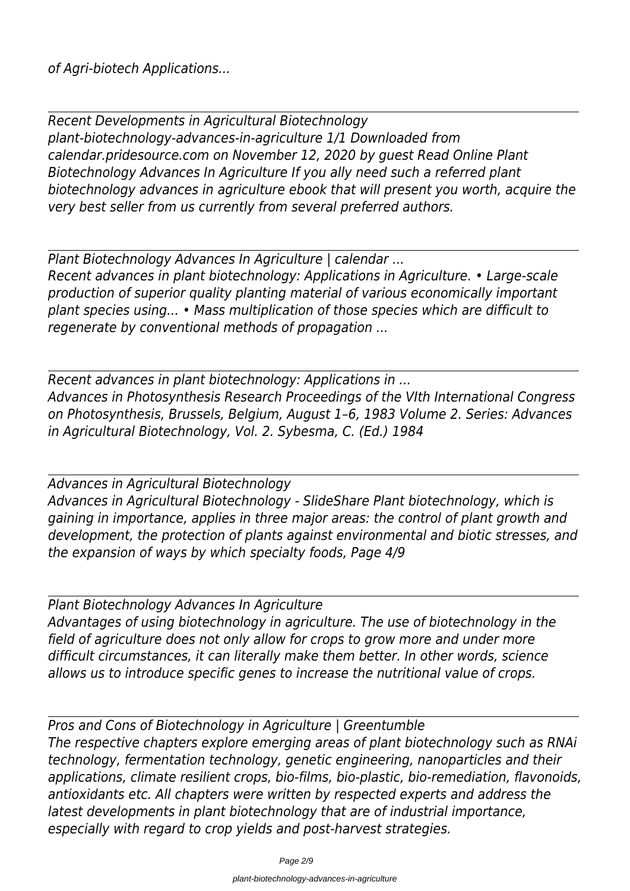*of Agri-biotech Applications...*

---

*Recent Developments in Agricultural Biotechnology*
*plant-biotechnology-advances-in-agriculture 1/1 Downloaded from calendar.pridesource.com on November 12, 2020 by guest Read Online Plant Biotechnology Advances In Agriculture If you ally need such a referred plant biotechnology advances in agriculture ebook that will present you worth, acquire the very best seller from us currently from several preferred authors.*

---

*Plant Biotechnology Advances In Agriculture | calendar ...*
*Recent advances in plant biotechnology: Applications in Agriculture. • Large-scale production of superior quality planting material of various economically important plant species using... • Mass multiplication of those species which are difficult to regenerate by conventional methods of propagation ...*

---

*Recent advances in plant biotechnology: Applications in ...*
*Advances in Photosynthesis Research Proceedings of the VIth International Congress on Photosynthesis, Brussels, Belgium, August 1–6, 1983 Volume 2. Series: Advances in Agricultural Biotechnology, Vol. 2. Sybesma, C. (Ed.) 1984*

---

*Advances in Agricultural Biotechnology*
*Advances in Agricultural Biotechnology - SlideShare Plant biotechnology, which is gaining in importance, applies in three major areas: the control of plant growth and development, the protection of plants against environmental and biotic stresses, and the expansion of ways by which specialty foods, Page 4/9*

---

*Plant Biotechnology Advances In Agriculture*
*Advantages of using biotechnology in agriculture. The use of biotechnology in the field of agriculture does not only allow for crops to grow more and under more difficult circumstances, it can literally make them better. In other words, science allows us to introduce specific genes to increase the nutritional value of crops.*

---

*Pros and Cons of Biotechnology in Agriculture | Greentumble*
*The respective chapters explore emerging areas of plant biotechnology such as RNAi technology, fermentation technology, genetic engineering, nanoparticles and their applications, climate resilient crops, bio-films, bio-plastic, bio-remediation, flavonoids, antioxidants etc. All chapters were written by respected experts and address the latest developments in plant biotechnology that are of industrial importance, especially with regard to crop yields and post-harvest strategies.*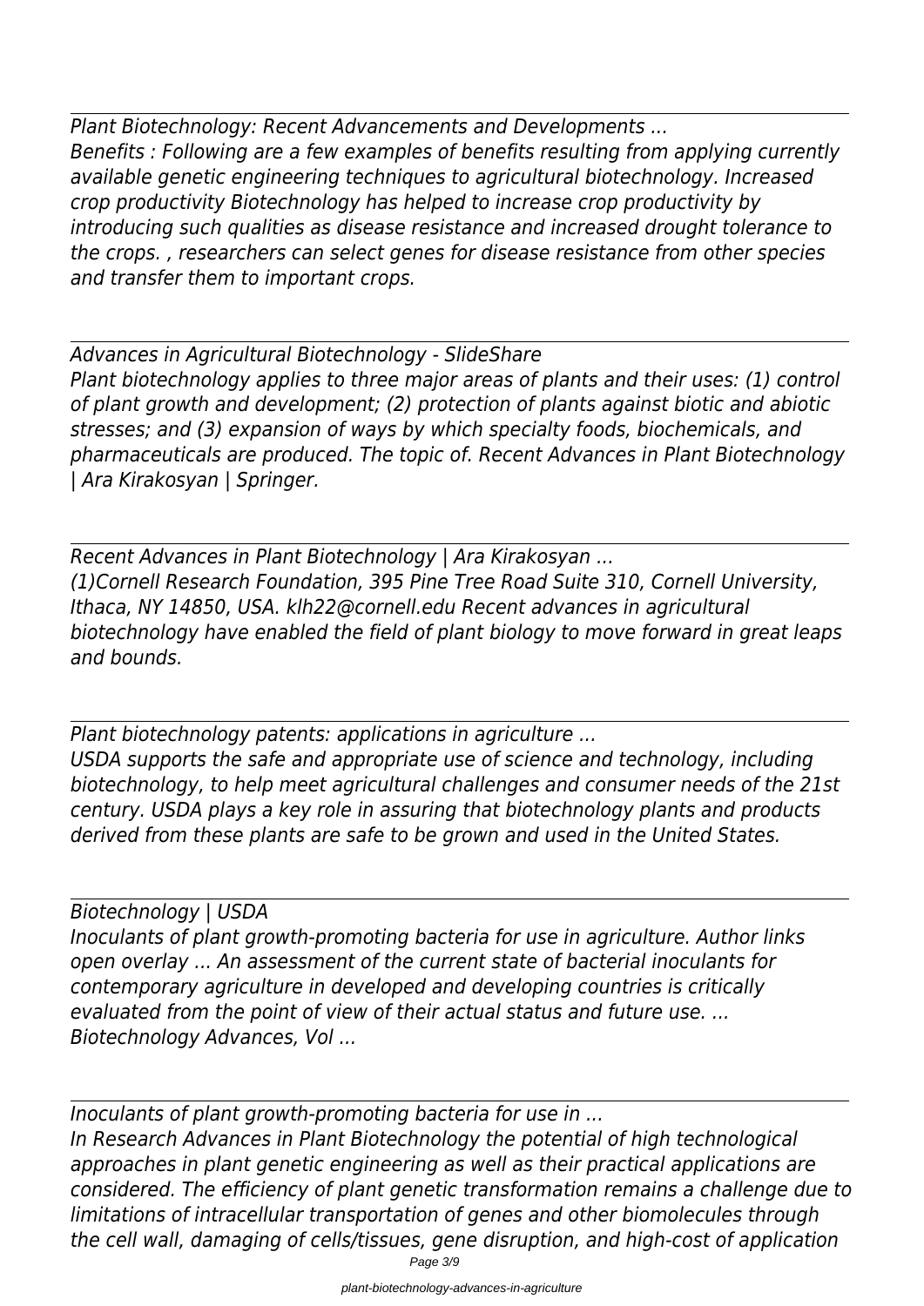*Plant Biotechnology: Recent Advancements and Developments ...*
*Benefits : Following are a few examples of benefits resulting from applying currently available genetic engineering techniques to agricultural biotechnology. Increased crop productivity Biotechnology has helped to increase crop productivity by introducing such qualities as disease resistance and increased drought tolerance to the crops. , researchers can select genes for disease resistance from other species and transfer them to important crops.*

*Advances in Agricultural Biotechnology - SlideShare*
*Plant biotechnology applies to three major areas of plants and their uses: (1) control of plant growth and development; (2) protection of plants against biotic and abiotic stresses; and (3) expansion of ways by which specialty foods, biochemicals, and pharmaceuticals are produced. The topic of. Recent Advances in Plant Biotechnology | Ara Kirakosyan | Springer.*

*Recent Advances in Plant Biotechnology | Ara Kirakosyan ...*
*(1)Cornell Research Foundation, 395 Pine Tree Road Suite 310, Cornell University, Ithaca, NY 14850, USA. klh22@cornell.edu Recent advances in agricultural biotechnology have enabled the field of plant biology to move forward in great leaps and bounds.*

*Plant biotechnology patents: applications in agriculture ...*
*USDA supports the safe and appropriate use of science and technology, including biotechnology, to help meet agricultural challenges and consumer needs of the 21st century. USDA plays a key role in assuring that biotechnology plants and products derived from these plants are safe to be grown and used in the United States.*

*Biotechnology | USDA*
*Inoculants of plant growth-promoting bacteria for use in agriculture. Author links open overlay ... An assessment of the current state of bacterial inoculants for contemporary agriculture in developed and developing countries is critically evaluated from the point of view of their actual status and future use. ... Biotechnology Advances, Vol ...*

*Inoculants of plant growth-promoting bacteria for use in ...*
*In Research Advances in Plant Biotechnology the potential of high technological approaches in plant genetic engineering as well as their practical applications are considered. The efficiency of plant genetic transformation remains a challenge due to limitations of intracellular transportation of genes and other biomolecules through the cell wall, damaging of cells/tissues, gene disruption, and high-cost of application*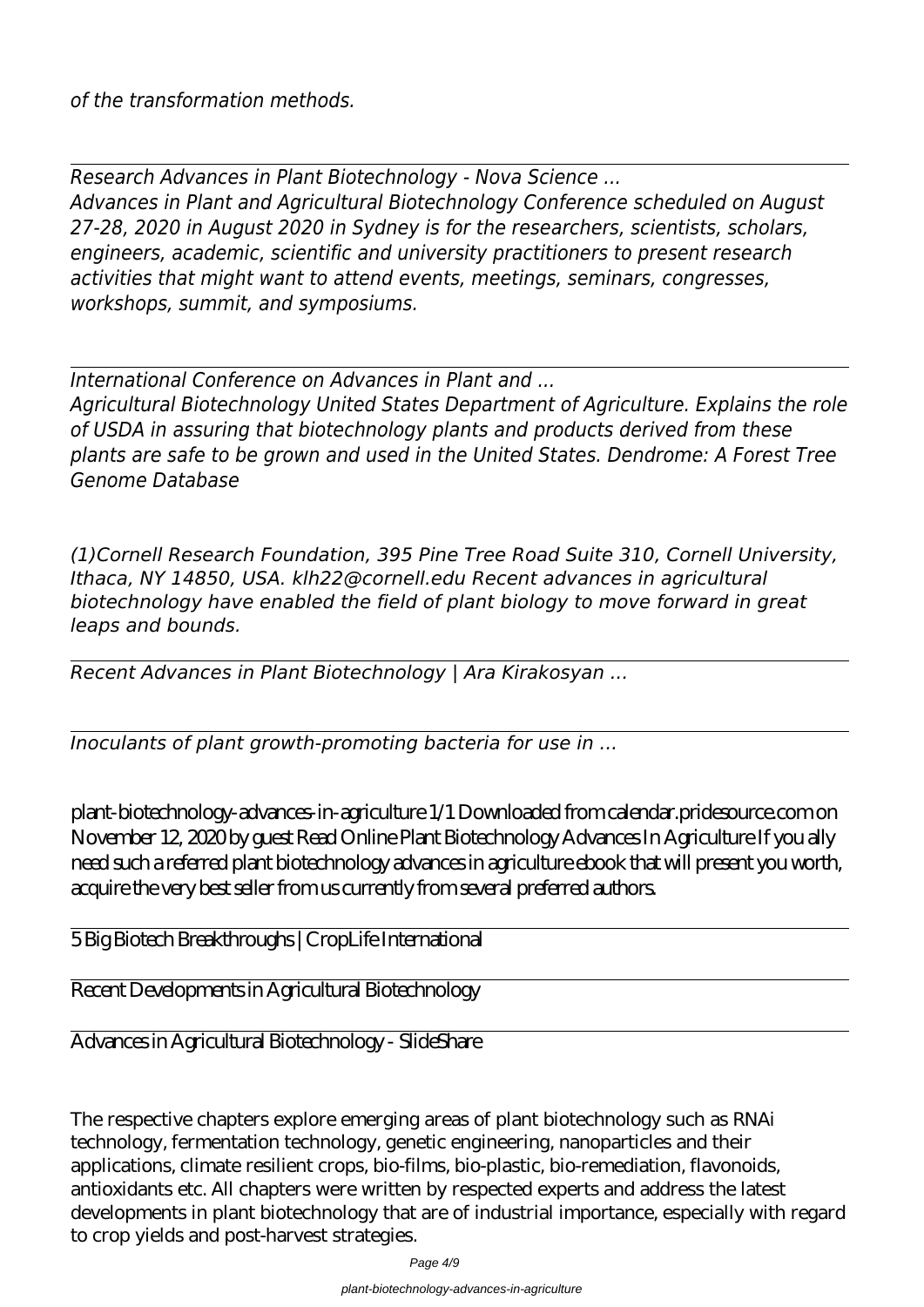*of the transformation methods.*

---

*Research Advances in Plant Biotechnology - Nova Science ...*

*Advances in Plant and Agricultural Biotechnology Conference scheduled on August 27-28, 2020 in August 2020 in Sydney is for the researchers, scientists, scholars, engineers, academic, scientific and university practitioners to present research activities that might want to attend events, meetings, seminars, congresses, workshops, summit, and symposiums.*

---

*International Conference on Advances in Plant and ...*

*Agricultural Biotechnology United States Department of Agriculture. Explains the role of USDA in assuring that biotechnology plants and products derived from these plants are safe to be grown and used in the United States. Dendrome: A Forest Tree Genome Database*

*(1)Cornell Research Foundation, 395 Pine Tree Road Suite 310, Cornell University, Ithaca, NY 14850, USA. klh22@cornell.edu Recent advances in agricultural biotechnology have enabled the field of plant biology to move forward in great leaps and bounds.*

---

*Recent Advances in Plant Biotechnology | Ara Kirakosyan ...*

---

*Inoculants of plant growth-promoting bacteria for use in ...*

plant-biotechnology-advances-in-agriculture 1/1 Downloaded from calendar.pridesource.com on November 12, 2020 by guest Read Online Plant Biotechnology Advances In Agriculture If you ally need such a referred plant biotechnology advances in agriculture ebook that will present you worth, acquire the very best seller from us currently from several preferred authors.

---

5 Big Biotech Breakthroughs | CropLife International

---

Recent Developments in Agricultural Biotechnology

---

Advances in Agricultural Biotechnology - SlideShare

The respective chapters explore emerging areas of plant biotechnology such as RNAi technology, fermentation technology, genetic engineering, nanoparticles and their applications, climate resilient crops, bio-films, bio-plastic, bio-remediation, flavonoids, antioxidants etc. All chapters were written by respected experts and address the latest developments in plant biotechnology that are of industrial importance, especially with regard to crop yields and post-harvest strategies.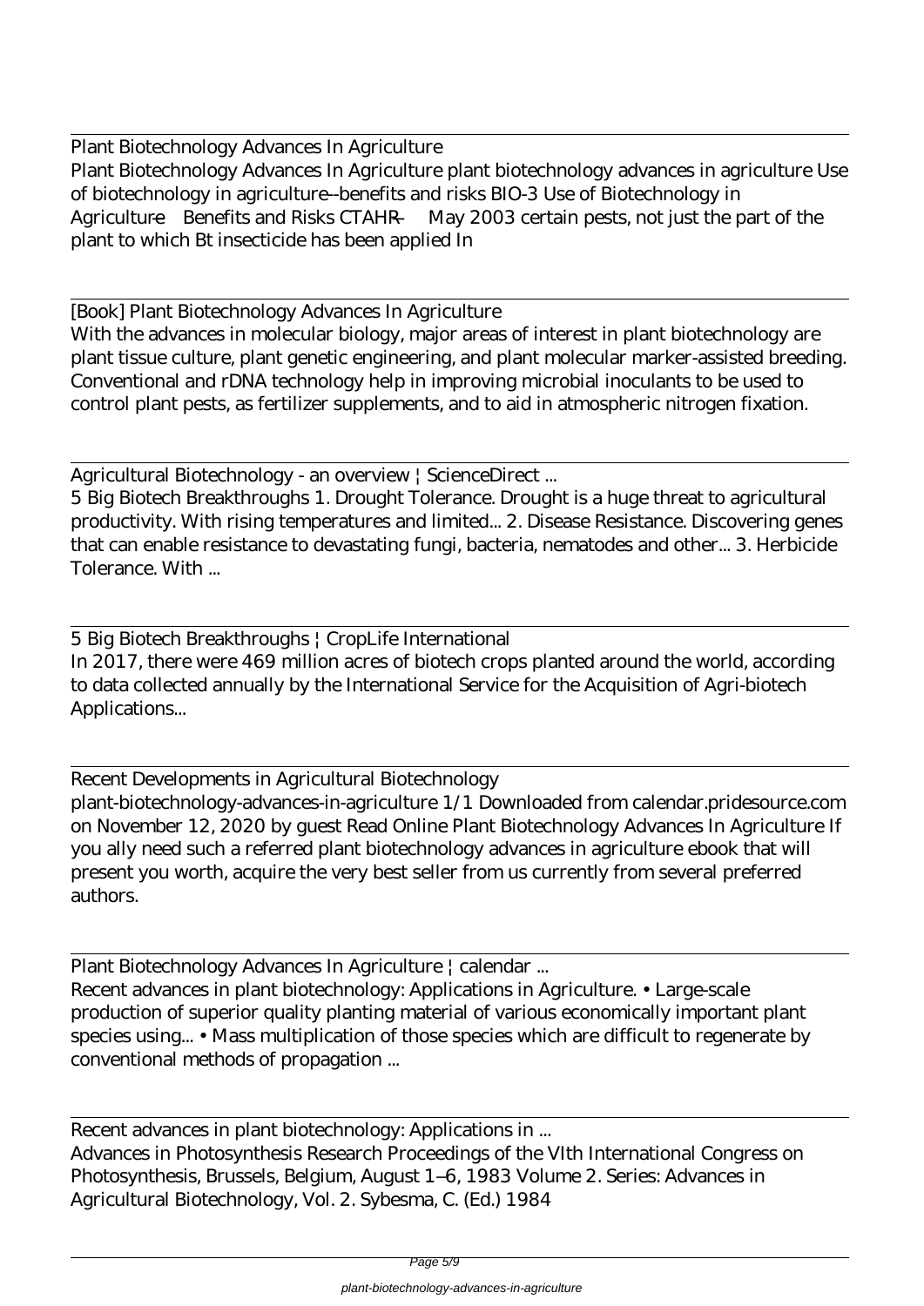Plant Biotechnology Advances In Agriculture

Plant Biotechnology Advances In Agriculture plant biotechnology advances in agriculture Use of biotechnology in agriculture--benefits and risks BIO-3 Use of Biotechnology in Agriculture—Benefits and Risks CTAHR — May 2003 certain pests, not just the part of the plant to which Bt insecticide has been applied In

[Book] Plant Biotechnology Advances In Agriculture

With the advances in molecular biology, major areas of interest in plant biotechnology are plant tissue culture, plant genetic engineering, and plant molecular marker-assisted breeding. Conventional and rDNA technology help in improving microbial inoculants to be used to control plant pests, as fertilizer supplements, and to aid in atmospheric nitrogen fixation.

Agricultural Biotechnology - an overview | ScienceDirect ...

5 Big Biotech Breakthroughs 1. Drought Tolerance. Drought is a huge threat to agricultural productivity. With rising temperatures and limited... 2. Disease Resistance. Discovering genes that can enable resistance to devastating fungi, bacteria, nematodes and other... 3. Herbicide Tolerance. With ...

5 Big Biotech Breakthroughs | CropLife International

In 2017, there were 469 million acres of biotech crops planted around the world, according to data collected annually by the International Service for the Acquisition of Agri-biotech Applications...

Recent Developments in Agricultural Biotechnology

plant-biotechnology-advances-in-agriculture 1/1 Downloaded from calendar.pridesource.com on November 12, 2020 by guest Read Online Plant Biotechnology Advances In Agriculture If you ally need such a referred plant biotechnology advances in agriculture ebook that will present you worth, acquire the very best seller from us currently from several preferred authors.

Plant Biotechnology Advances In Agriculture | calendar ...

Recent advances in plant biotechnology: Applications in Agriculture. • Large-scale production of superior quality planting material of various economically important plant species using... • Mass multiplication of those species which are difficult to regenerate by conventional methods of propagation ...

Recent advances in plant biotechnology: Applications in ...

Advances in Photosynthesis Research Proceedings of the VIth International Congress on Photosynthesis, Brussels, Belgium, August 1–6, 1983 Volume 2. Series: Advances in Agricultural Biotechnology, Vol. 2. Sybesma, C. (Ed.) 1984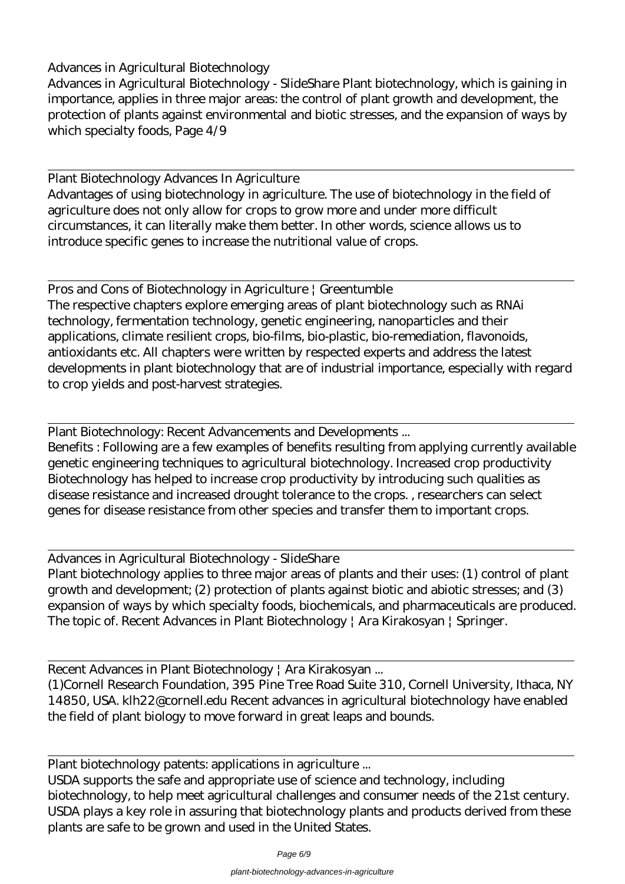Advances in Agricultural Biotechnology

Advances in Agricultural Biotechnology - SlideShare Plant biotechnology, which is gaining in importance, applies in three major areas: the control of plant growth and development, the protection of plants against environmental and biotic stresses, and the expansion of ways by which specialty foods, Page 4/9

---

Plant Biotechnology Advances In Agriculture

Advantages of using biotechnology in agriculture. The use of biotechnology in the field of agriculture does not only allow for crops to grow more and under more difficult circumstances, it can literally make them better. In other words, science allows us to introduce specific genes to increase the nutritional value of crops.

---

Pros and Cons of Biotechnology in Agriculture | Greentumble

The respective chapters explore emerging areas of plant biotechnology such as RNAi technology, fermentation technology, genetic engineering, nanoparticles and their applications, climate resilient crops, bio-films, bio-plastic, bio-remediation, flavonoids, antioxidants etc. All chapters were written by respected experts and address the latest developments in plant biotechnology that are of industrial importance, especially with regard to crop yields and post-harvest strategies.

---

Plant Biotechnology: Recent Advancements and Developments ...

Benefits : Following are a few examples of benefits resulting from applying currently available genetic engineering techniques to agricultural biotechnology. Increased crop productivity Biotechnology has helped to increase crop productivity by introducing such qualities as disease resistance and increased drought tolerance to the crops. , researchers can select genes for disease resistance from other species and transfer them to important crops.

---

Advances in Agricultural Biotechnology - SlideShare

Plant biotechnology applies to three major areas of plants and their uses: (1) control of plant growth and development; (2) protection of plants against biotic and abiotic stresses; and (3) expansion of ways by which specialty foods, biochemicals, and pharmaceuticals are produced. The topic of. Recent Advances in Plant Biotechnology | Ara Kirakosyan | Springer.

---

Recent Advances in Plant Biotechnology | Ara Kirakosyan ...

(1)Cornell Research Foundation, 395 Pine Tree Road Suite 310, Cornell University, Ithaca, NY 14850, USA. klh22@cornell.edu Recent advances in agricultural biotechnology have enabled the field of plant biology to move forward in great leaps and bounds.

---

Plant biotechnology patents: applications in agriculture ...

USDA supports the safe and appropriate use of science and technology, including biotechnology, to help meet agricultural challenges and consumer needs of the 21st century. USDA plays a key role in assuring that biotechnology plants and products derived from these plants are safe to be grown and used in the United States.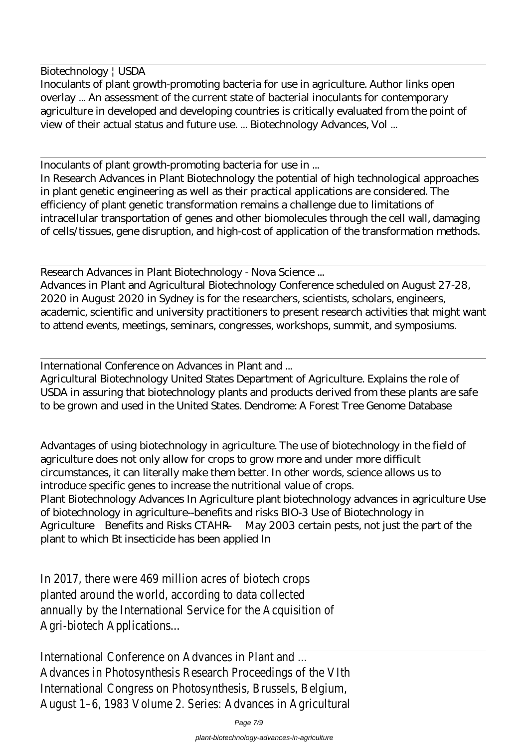Biotechnology ¦ USDA

Inoculants of plant growth-promoting bacteria for use in agriculture. Author links open overlay ... An assessment of the current state of bacterial inoculants for contemporary agriculture in developed and developing countries is critically evaluated from the point of view of their actual status and future use. ... Biotechnology Advances, Vol ...

---

Inoculants of plant growth-promoting bacteria for use in ...

In Research Advances in Plant Biotechnology the potential of high technological approaches in plant genetic engineering as well as their practical applications are considered. The efficiency of plant genetic transformation remains a challenge due to limitations of intracellular transportation of genes and other biomolecules through the cell wall, damaging of cells/tissues, gene disruption, and high-cost of application of the transformation methods.

---

Research Advances in Plant Biotechnology - Nova Science ...

Advances in Plant and Agricultural Biotechnology Conference scheduled on August 27-28, 2020 in August 2020 in Sydney is for the researchers, scientists, scholars, engineers, academic, scientific and university practitioners to present research activities that might want to attend events, meetings, seminars, congresses, workshops, summit, and symposiums.

---

International Conference on Advances in Plant and ...

Agricultural Biotechnology United States Department of Agriculture. Explains the role of USDA in assuring that biotechnology plants and products derived from these plants are safe to be grown and used in the United States. Dendrome: A Forest Tree Genome Database

Advantages of using biotechnology in agriculture. The use of biotechnology in the field of agriculture does not only allow for crops to grow more and under more difficult circumstances, it can literally make them better. In other words, science allows us to introduce specific genes to increase the nutritional value of crops.

Plant Biotechnology Advances In Agriculture plant biotechnology advances in agriculture Use of biotechnology in agriculture--benefits and risks BIO-3 Use of Biotechnology in Agriculture—Benefits and Risks CTAHR— May 2003 certain pests, not just the part of the plant to which Bt insecticide has been applied In

In 2017, there were 469 million acres of biotech crops planted around the world, according to data collected annually by the International Service for the Acquisition of Agri-biotech Applications...

---

International Conference on Advances in Plant and ...

Advances in Photosynthesis Research Proceedings of the VIth International Congress on Photosynthesis, Brussels, Belgium, August 1–6, 1983 Volume 2. Series: Advances in Agricultural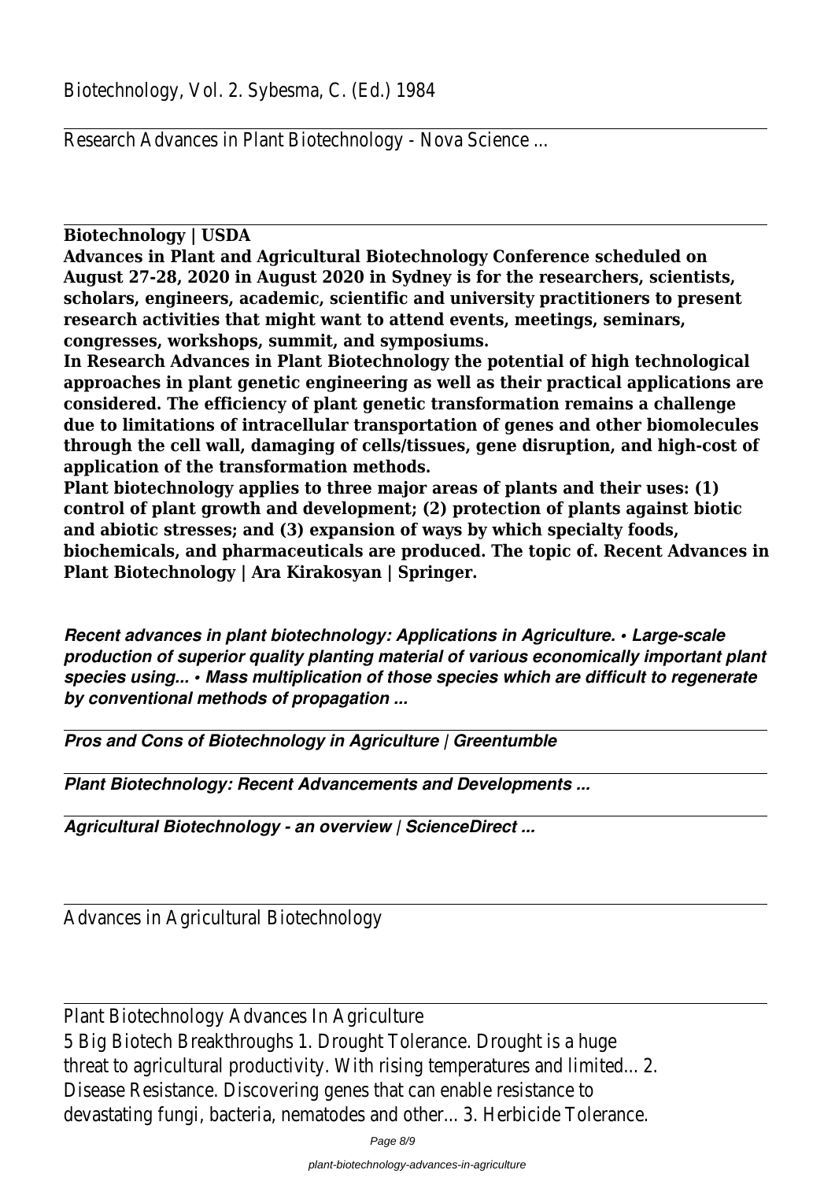Biotechnology, Vol. 2. Sybesma, C. (Ed.) 1984

Research Advances in Plant Biotechnology - Nova Science ...

**Biotechnology | USDA**

**Advances in Plant and Agricultural Biotechnology Conference scheduled on August 27-28, 2020 in August 2020 in Sydney is for the researchers, scientists, scholars, engineers, academic, scientific and university practitioners to present research activities that might want to attend events, meetings, seminars, congresses, workshops, summit, and symposiums.**

**In Research Advances in Plant Biotechnology the potential of high technological approaches in plant genetic engineering as well as their practical applications are considered. The efficiency of plant genetic transformation remains a challenge due to limitations of intracellular transportation of genes and other biomolecules through the cell wall, damaging of cells/tissues, gene disruption, and high-cost of application of the transformation methods.**

**Plant biotechnology applies to three major areas of plants and their uses: (1) control of plant growth and development; (2) protection of plants against biotic and abiotic stresses; and (3) expansion of ways by which specialty foods, biochemicals, and pharmaceuticals are produced. The topic of. Recent Advances in Plant Biotechnology | Ara Kirakosyan | Springer.**

***Recent advances in plant biotechnology: Applications in Agriculture. • Large-scale production of superior quality planting material of various economically important plant species using... • Mass multiplication of those species which are difficult to regenerate by conventional methods of propagation ...***

***Pros and Cons of Biotechnology in Agriculture | Greentumble***

***Plant Biotechnology: Recent Advancements and Developments ...***

***Agricultural Biotechnology - an overview | ScienceDirect ...***

Advances in Agricultural Biotechnology

Plant Biotechnology Advances In Agriculture
5 Big Biotech Breakthroughs 1. Drought Tolerance. Drought is a huge threat to agricultural productivity. With rising temperatures and limited... 2. Disease Resistance. Discovering genes that can enable resistance to devastating fungi, bacteria, nematodes and other... 3. Herbicide Tolerance.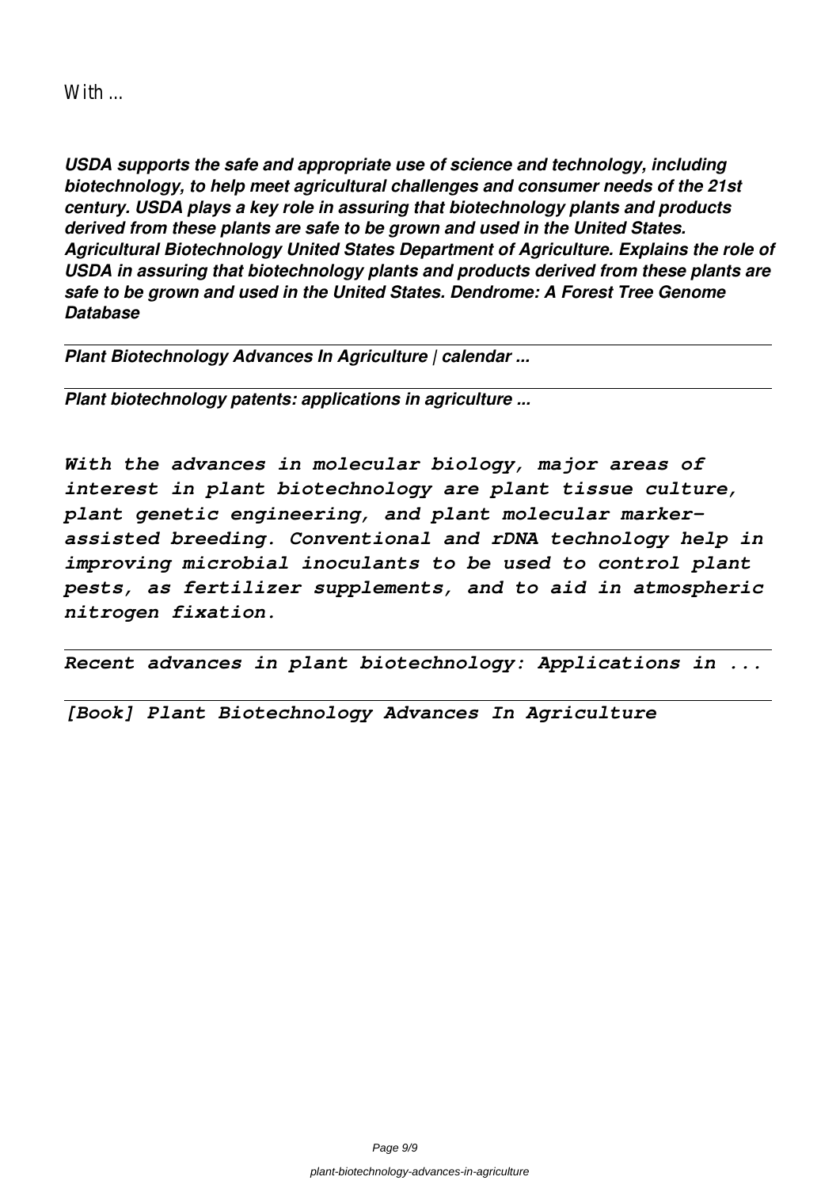With ...

***USDA supports the safe and appropriate use of science and technology, including biotechnology, to help meet agricultural challenges and consumer needs of the 21st century. USDA plays a key role in assuring that biotechnology plants and products derived from these plants are safe to be grown and used in the United States. Agricultural Biotechnology United States Department of Agriculture. Explains the role of USDA in assuring that biotechnology plants and products derived from these plants are safe to be grown and used in the United States. Dendrome: A Forest Tree Genome Database***

---

***Plant Biotechnology Advances In Agriculture | calendar ...***

---

***Plant biotechnology patents: applications in agriculture ...***

***With the advances in molecular biology, major areas of interest in plant biotechnology are plant tissue culture, plant genetic engineering, and plant molecular marker-assisted breeding. Conventional and rDNA technology help in improving microbial inoculants to be used to control plant pests, as fertilizer supplements, and to aid in atmospheric nitrogen fixation.***

---

***Recent advances in plant biotechnology: Applications in ...***

---

*[Book] Plant Biotechnology Advances In Agriculture*